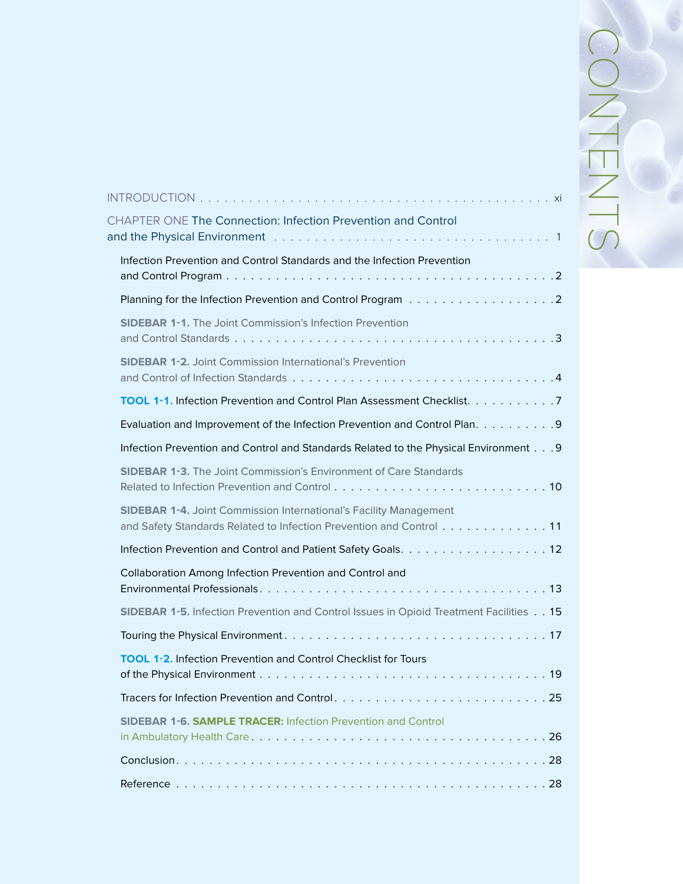# CONTENTS

INTRODUCTION . . . . . . . . . . . . . . . . . . . . . . . . . . . . . . . . . . . . . . . . . . . . . xi

CHAPTER ONE The Connection: Infection Prevention and Control and the Physical Environment . . . . . . . . . . . . . . . . . . . . . . . . . . . . . . . . . 1

- Infection Prevention and Control Standards and the Infection Prevention and Control Program . . . . . . . . . . . . . . . . . . . . . . . . . . . . . . . . . . . . . . . .2
- Planning for the Infection Prevention and Control Program . . . . . . . . . . . . . . . . . . .2
- **SIDEBAR 1-1.** The Joint Commission's Infection Prevention and Control Standards . . . . . . . . . . . . . . . . . . . . . . . . . . . . . . . . . . . . . . .3
- **SIDEBAR 1-2.** Joint Commission International's Prevention and Control of Infection Standards . . . . . . . . . . . . . . . . . . . . . . . . . . . . . . . .4
- **TOOL 1-1.** Infection Prevention and Control Plan Assessment Checklist. . . . . . . . . . . .7
- Evaluation and Improvement of the Infection Prevention and Control Plan. . . . . . . . . . .9
- Infection Prevention and Control and Standards Related to the Physical Environment . . .9
- **SIDEBAR 1-3.** The Joint Commission's Environment of Care Standards Related to Infection Prevention and Control . . . . . . . . . . . . . . . . . . . . . . . . . . 10
- **SIDEBAR 1-4.** Joint Commission International's Facility Management and Safety Standards Related to Infection Prevention and Control . . . . . . . . . . . . . 11
- Infection Prevention and Control and Patient Safety Goals. . . . . . . . . . . . . . . . . . . 12
- Collaboration Among Infection Prevention and Control and Environmental Professionals. . . . . . . . . . . . . . . . . . . . . . . . . . . . . . . . . . . . . 13
- **SIDEBAR 1-5.** Infection Prevention and Control Issues in Opioid Treatment Facilities . . 15
- Touring the Physical Environment. . . . . . . . . . . . . . . . . . . . . . . . . . . . . . . . . . 17
- **TOOL 1-2.** Infection Prevention and Control Checklist for Tours of the Physical Environment . . . . . . . . . . . . . . . . . . . . . . . . . . . . . . . . . . . . 19
- Tracers for Infection Prevention and Control. . . . . . . . . . . . . . . . . . . . . . . . . . . . 25
- **SIDEBAR 1-6. SAMPLE TRACER:** Infection Prevention and Control in Ambulatory Health Care. . . . . . . . . . . . . . . . . . . . . . . . . . . . . . . . . . . . 26
- Conclusion. . . . . . . . . . . . . . . . . . . . . . . . . . . . . . . . . . . . . . . . . . . . . . . 28
- Reference . . . . . . . . . . . . . . . . . . . . . . . . . . . . . . . . . . . . . . . . . . . . . . . 28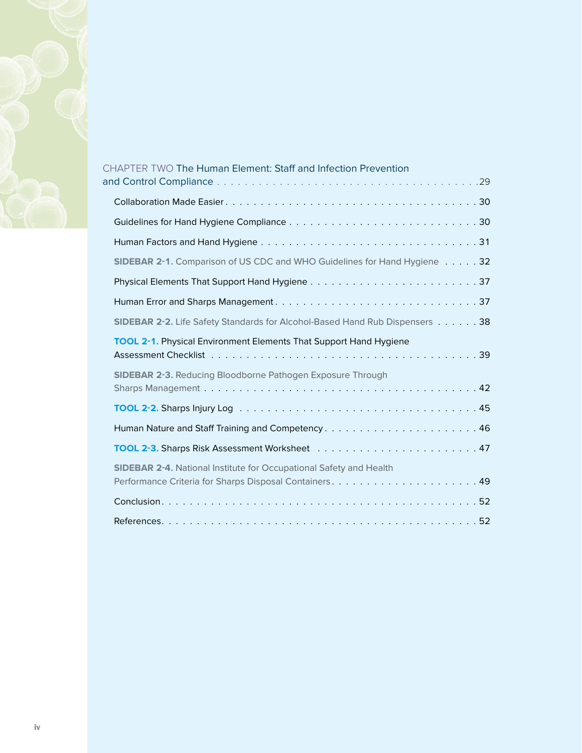CHAPTER TWO The Human Element: Staff and Infection Prevention and Control Compliance . . . 29

Collaboration Made Easier . . . 30

Guidelines for Hand Hygiene Compliance . . . 30

Human Factors and Hand Hygiene . . . 31

**SIDEBAR 2-1.** Comparison of US CDC and WHO Guidelines for Hand Hygiene . . . 32

Physical Elements That Support Hand Hygiene . . . 37

Human Error and Sharps Management . . . 37

**SIDEBAR 2-2.** Life Safety Standards for Alcohol-Based Hand Rub Dispensers . . . 38

**TOOL 2-1.** Physical Environment Elements That Support Hand Hygiene Assessment Checklist . . . 39

**SIDEBAR 2-3.** Reducing Bloodborne Pathogen Exposure Through Sharps Management . . . 42

**TOOL 2-2.** Sharps Injury Log . . . 45

Human Nature and Staff Training and Competency . . . 46

**TOOL 2-3.** Sharps Risk Assessment Worksheet . . . 47

**SIDEBAR 2-4.** National Institute for Occupational Safety and Health Performance Criteria for Sharps Disposal Containers . . . 49

Conclusion . . . 52

References . . . 52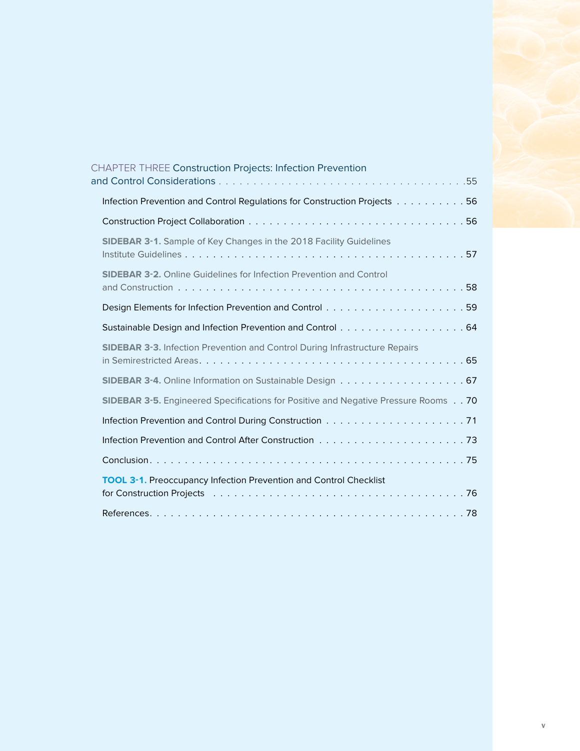## CHAPTER THREE Construction Projects: Infection Prevention and Control Considerations . . . . . . . . . . . . . . . . . . . . . . . . . . . . . . . . . . . . . . .55

Infection Prevention and Control Regulations for Construction Projects . . . . . . . . . . . 56

Construction Project Collaboration . . . . . . . . . . . . . . . . . . . . . . . . . . . . . . . . . 56

**SIDEBAR 3-1.** Sample of Key Changes in the 2018 Facility Guidelines Institute Guidelines . . . . . . . . . . . . . . . . . . . . . . . . . . . . . . . . . . . . . . . . 57

**SIDEBAR 3-2.** Online Guidelines for Infection Prevention and Control and Construction . . . . . . . . . . . . . . . . . . . . . . . . . . . . . . . . . . . . . . . 58

Design Elements for Infection Prevention and Control . . . . . . . . . . . . . . . . . . . . . 59

Sustainable Design and Infection Prevention and Control . . . . . . . . . . . . . . . . . . . 64

**SIDEBAR 3-3.** Infection Prevention and Control During Infrastructure Repairs in Semirestricted Areas. . . . . . . . . . . . . . . . . . . . . . . . . . . . . . . . . . . . . . 65

**SIDEBAR 3-4.** Online Information on Sustainable Design . . . . . . . . . . . . . . . . . . . 67

**SIDEBAR 3-5.** Engineered Specifications for Positive and Negative Pressure Rooms . . 70

Infection Prevention and Control During Construction . . . . . . . . . . . . . . . . . . . . . 71

Infection Prevention and Control After Construction . . . . . . . . . . . . . . . . . . . . . . 73

Conclusion. . . . . . . . . . . . . . . . . . . . . . . . . . . . . . . . . . . . . . . . . . . . . . . 75

**TOOL 3-1.** Preoccupancy Infection Prevention and Control Checklist for Construction Projects . . . . . . . . . . . . . . . . . . . . . . . . . . . . . . . . . . . . . 76

References. . . . . . . . . . . . . . . . . . . . . . . . . . . . . . . . . . . . . . . . . . . . . . . 78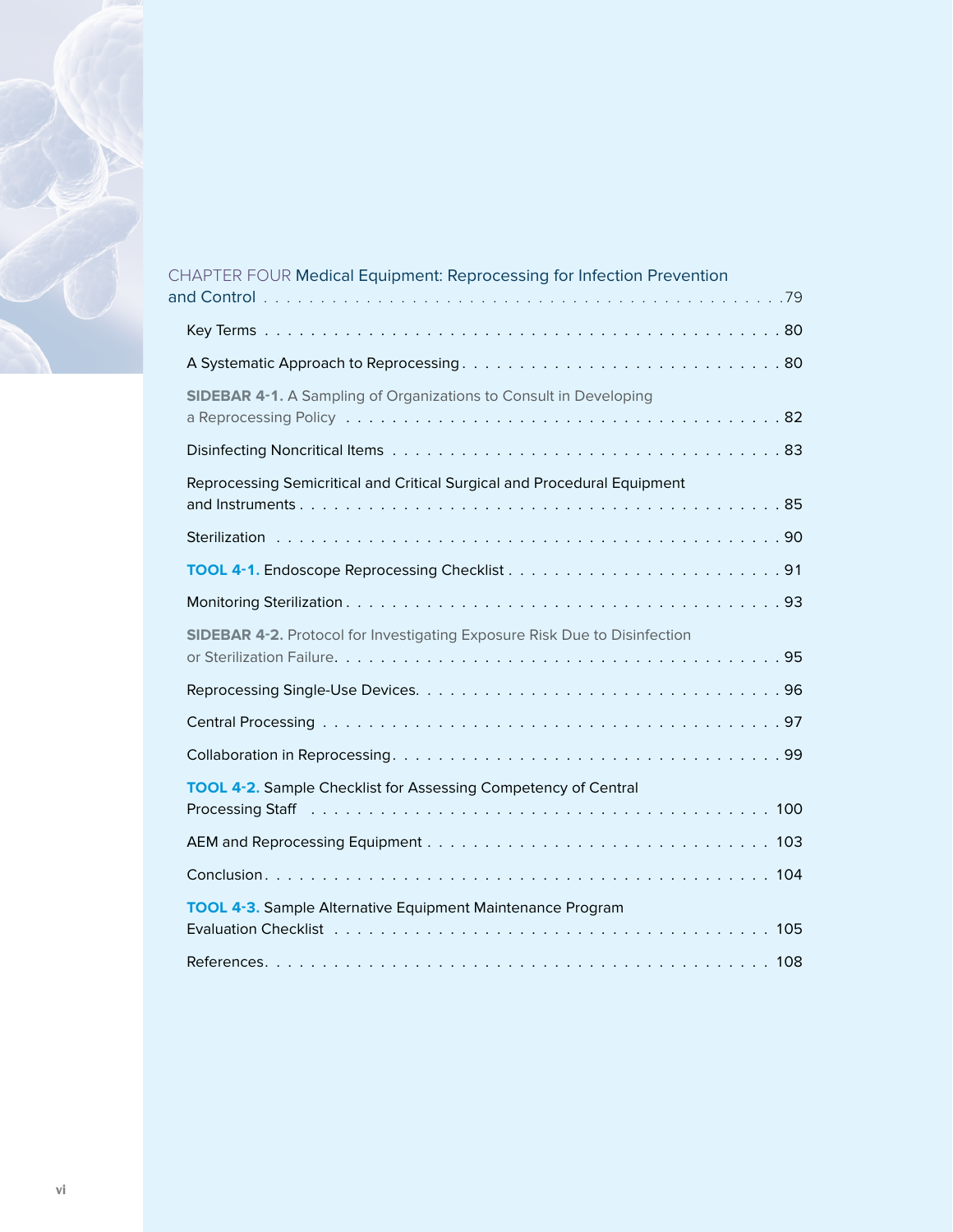CHAPTER FOUR Medical Equipment: Reprocessing for Infection Prevention and Control . . . . . 79

- Key Terms . . . . . 80
- A Systematic Approach to Reprocessing . . . . . 80
- **SIDEBAR 4-1.** A Sampling of Organizations to Consult in Developing a Reprocessing Policy . . . . . 82
- Disinfecting Noncritical Items . . . . . 83
- Reprocessing Semicritical and Critical Surgical and Procedural Equipment and Instruments . . . . . 85
- Sterilization . . . . . 90
- **TOOL 4-1.** Endoscope Reprocessing Checklist . . . . . 91
- Monitoring Sterilization . . . . . 93
- **SIDEBAR 4-2.** Protocol for Investigating Exposure Risk Due to Disinfection or Sterilization Failure. . . . . . 95
- Reprocessing Single-Use Devices. . . . . . 96
- Central Processing . . . . . 97
- Collaboration in Reprocessing . . . . . 99
- **TOOL 4-2.** Sample Checklist for Assessing Competency of Central Processing Staff . . . . . 100
- AEM and Reprocessing Equipment . . . . . 103
- Conclusion . . . . . 104
- **TOOL 4-3.** Sample Alternative Equipment Maintenance Program Evaluation Checklist . . . . . 105
- References . . . . . 108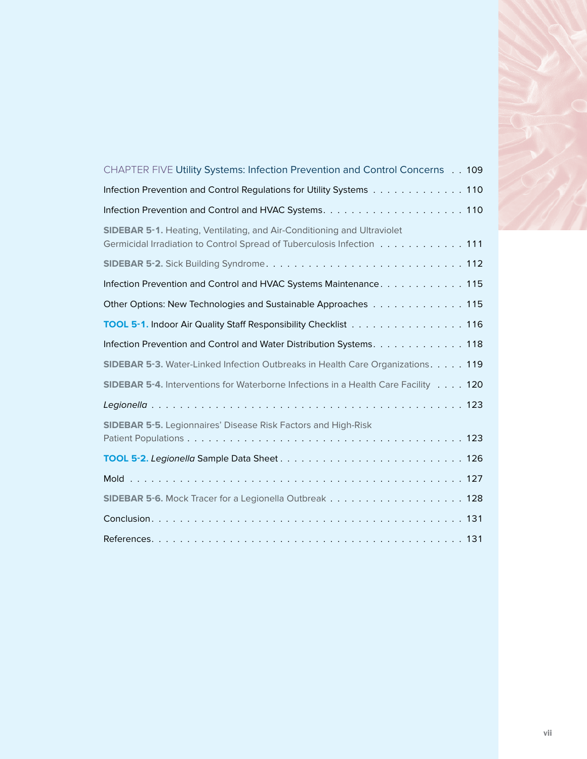CHAPTER FIVE Utility Systems: Infection Prevention and Control Concerns . . 109

Infection Prevention and Control Regulations for Utility Systems . . . . . . . . . . . . . 110

Infection Prevention and Control and HVAC Systems. . . . . . . . . . . . . . . . . . . . 110

**SIDEBAR 5-1.** Heating, Ventilating, and Air-Conditioning and Ultraviolet Germicidal Irradiation to Control Spread of Tuberculosis Infection . . . . . . . . . . . . 111

**SIDEBAR 5-2.** Sick Building Syndrome. . . . . . . . . . . . . . . . . . . . . . . . . . . . 112

Infection Prevention and Control and HVAC Systems Maintenance. . . . . . . . . . . . 115

Other Options: New Technologies and Sustainable Approaches . . . . . . . . . . . . . 115

**TOOL 5-1.** Indoor Air Quality Staff Responsibility Checklist . . . . . . . . . . . . . . . . 116

Infection Prevention and Control and Water Distribution Systems. . . . . . . . . . . . . 118

**SIDEBAR 5-3.** Water-Linked Infection Outbreaks in Health Care Organizations. . . . . 119

**SIDEBAR 5-4.** Interventions for Waterborne Infections in a Health Care Facility . . . . 120

*Legionella* . . . . . . . . . . . . . . . . . . . . . . . . . . . . . . . . . . . . . . . . . . . 123

**SIDEBAR 5-5.** Legionnaires' Disease Risk Factors and High-Risk Patient Populations . . . . . . . . . . . . . . . . . . . . . . . . . . . . . . . . . . . . . . 123

**TOOL 5-2.** *Legionella* Sample Data Sheet . . . . . . . . . . . . . . . . . . . . . . . . . 126

Mold . . . . . . . . . . . . . . . . . . . . . . . . . . . . . . . . . . . . . . . . . . . . . . 127

**SIDEBAR 5-6.** Mock Tracer for a Legionella Outbreak . . . . . . . . . . . . . . . . . . . 128

Conclusion. . . . . . . . . . . . . . . . . . . . . . . . . . . . . . . . . . . . . . . . . . . 131

References. . . . . . . . . . . . . . . . . . . . . . . . . . . . . . . . . . . . . . . . . . . 131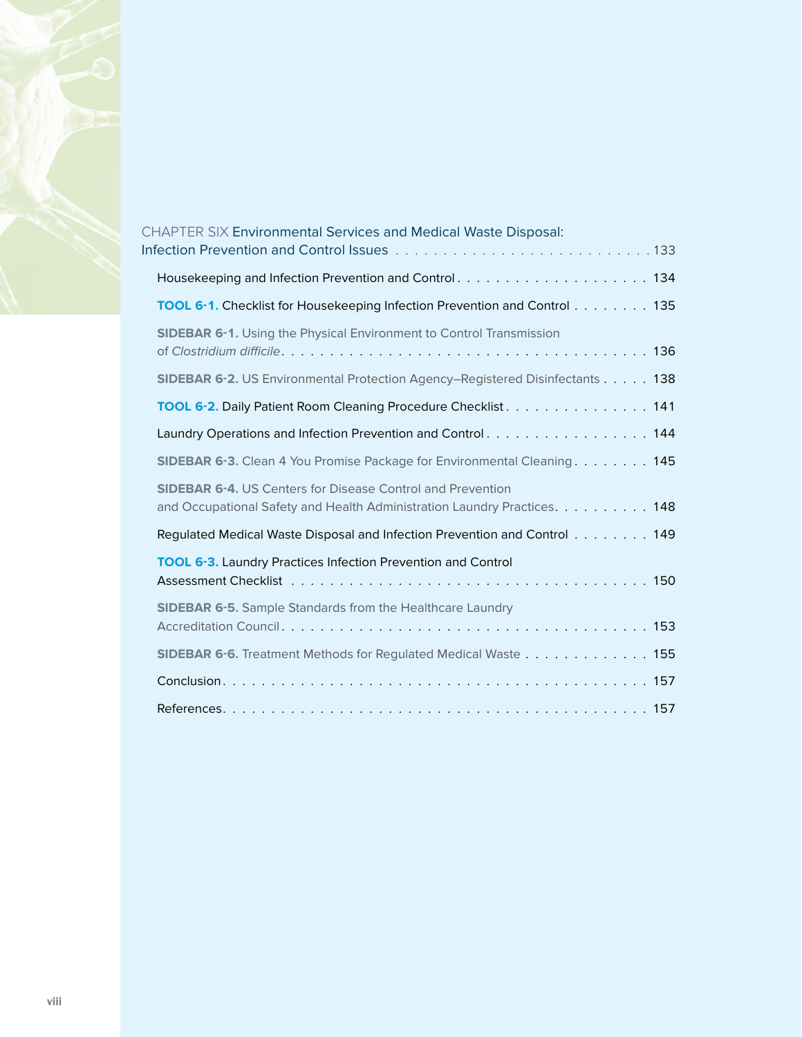CHAPTER SIX **Environmental Services and Medical Waste Disposal: Infection Prevention and Control Issues** . . . . . . . . . . . . . . . . . . . . . . . . . . . 133

Housekeeping and Infection Prevention and Control . . . . . . . . . . . . . . . . . . . . . 134

**TOOL 6-1.** Checklist for Housekeeping Infection Prevention and Control . . . . . . . . 135

**SIDEBAR 6-1.** Using the Physical Environment to Control Transmission of *Clostridium difficile* . . . . . . . . . . . . . . . . . . . . . . . . . . . . . . . . . . . . . 136

**SIDEBAR 6-2.** US Environmental Protection Agency–Registered Disinfectants . . . . . 138

**TOOL 6-2.** Daily Patient Room Cleaning Procedure Checklist . . . . . . . . . . . . . . . 141

Laundry Operations and Infection Prevention and Control . . . . . . . . . . . . . . . . . 144

**SIDEBAR 6-3.** Clean 4 You Promise Package for Environmental Cleaning . . . . . . . . 145

**SIDEBAR 6-4.** US Centers for Disease Control and Prevention and Occupational Safety and Health Administration Laundry Practices . . . . . . . . . . 148

Regulated Medical Waste Disposal and Infection Prevention and Control . . . . . . . . 149

**TOOL 6-3.** Laundry Practices Infection Prevention and Control Assessment Checklist . . . . . . . . . . . . . . . . . . . . . . . . . . . . . . . . . . . . . . 150

**SIDEBAR 6-5.** Sample Standards from the Healthcare Laundry Accreditation Council . . . . . . . . . . . . . . . . . . . . . . . . . . . . . . . . . . . . . . 153

**SIDEBAR 6-6.** Treatment Methods for Regulated Medical Waste . . . . . . . . . . . . . 155

Conclusion . . . . . . . . . . . . . . . . . . . . . . . . . . . . . . . . . . . . . . . . . . 157

References . . . . . . . . . . . . . . . . . . . . . . . . . . . . . . . . . . . . . . . . . . 157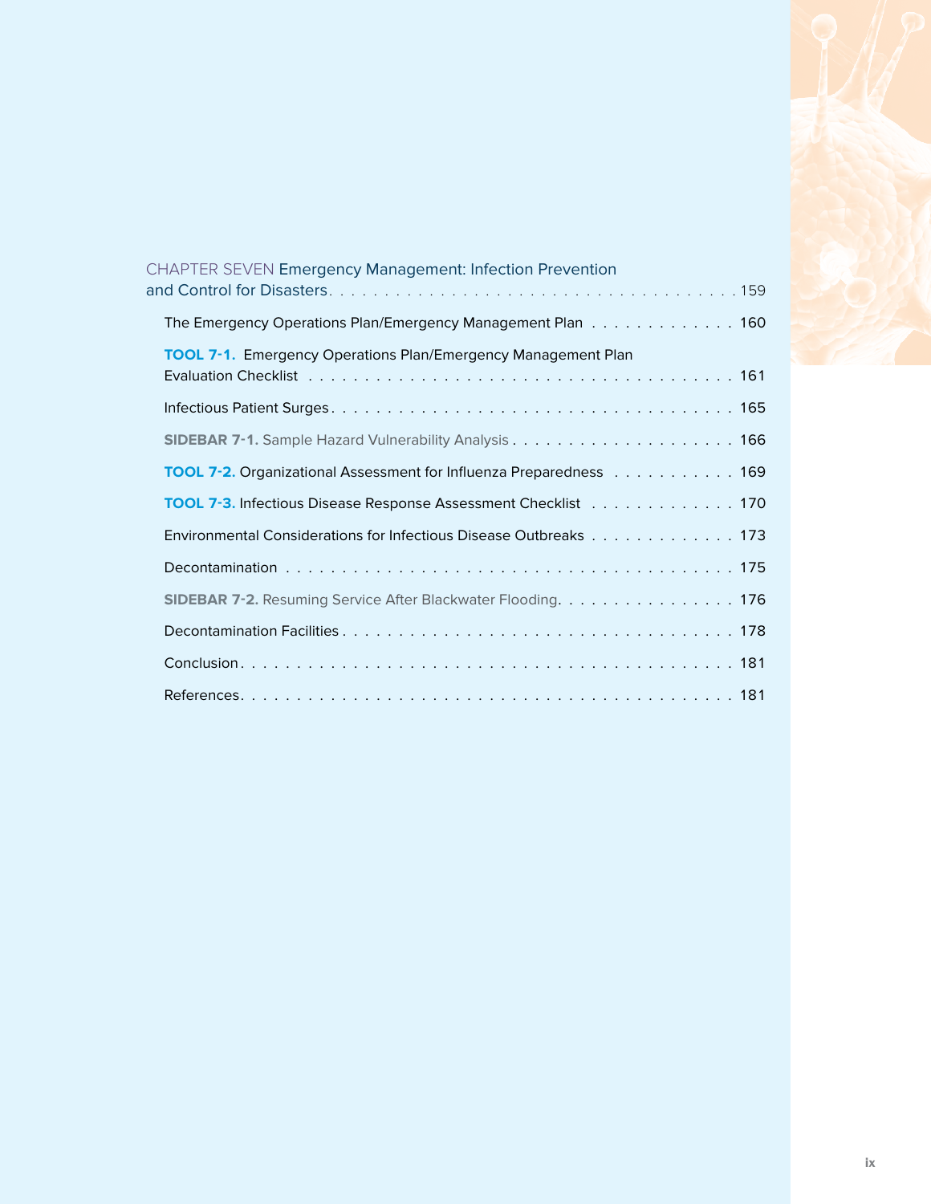CHAPTER SEVEN Emergency Management: Infection Prevention and Control for Disasters . . . . . . . . . . . . . . . . . . . . . . . . . . . . . . . . . . . . . 159

The Emergency Operations Plan/Emergency Management Plan . . . . . . . . . . . . . 160

**TOOL 7-1.** Emergency Operations Plan/Emergency Management Plan Evaluation Checklist . . . . . . . . . . . . . . . . . . . . . . . . . . . . . . . . . . . . 161

Infectious Patient Surges . . . . . . . . . . . . . . . . . . . . . . . . . . . . . . . . . . . 165

**SIDEBAR 7-1.** Sample Hazard Vulnerability Analysis . . . . . . . . . . . . . . . . . . . . 166

**TOOL 7-2.** Organizational Assessment for Influenza Preparedness . . . . . . . . . . . 169

**TOOL 7-3.** Infectious Disease Response Assessment Checklist . . . . . . . . . . . . . 170

Environmental Considerations for Infectious Disease Outbreaks . . . . . . . . . . . . . 173

Decontamination . . . . . . . . . . . . . . . . . . . . . . . . . . . . . . . . . . . . . . 175

**SIDEBAR 7-2.** Resuming Service After Blackwater Flooding . . . . . . . . . . . . . . . . 176

Decontamination Facilities . . . . . . . . . . . . . . . . . . . . . . . . . . . . . . . . . . 178

Conclusion . . . . . . . . . . . . . . . . . . . . . . . . . . . . . . . . . . . . . . . . . . 181

References . . . . . . . . . . . . . . . . . . . . . . . . . . . . . . . . . . . . . . . . . . 181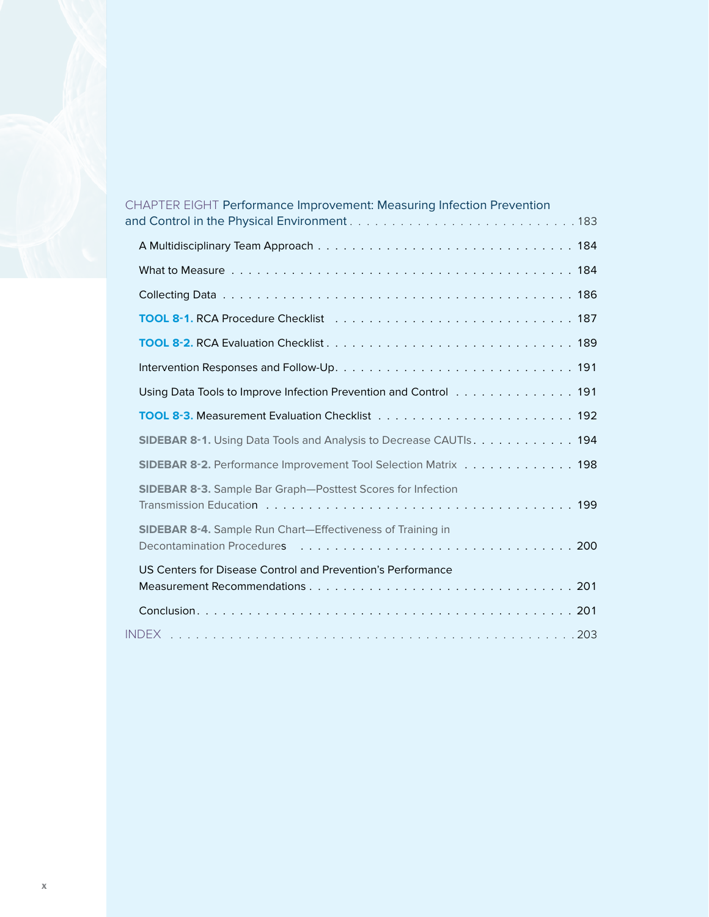CHAPTER EIGHT Performance Improvement: Measuring Infection Prevention and Control in the Physical Environment . . . 183

A Multidisciplinary Team Approach . . . 184

What to Measure . . . 184

Collecting Data . . . 186

**TOOL 8-1.** RCA Procedure Checklist . . . 187

**TOOL 8-2.** RCA Evaluation Checklist . . . 189

Intervention Responses and Follow-Up . . . 191

Using Data Tools to Improve Infection Prevention and Control . . . 191

**TOOL 8-3.** Measurement Evaluation Checklist . . . 192

**SIDEBAR 8-1.** Using Data Tools and Analysis to Decrease CAUTIs . . . 194

**SIDEBAR 8-2.** Performance Improvement Tool Selection Matrix . . . 198

**SIDEBAR 8-3.** Sample Bar Graph—Posttest Scores for Infection Transmission Education . . . 199

**SIDEBAR 8-4.** Sample Run Chart—Effectiveness of Training in Decontamination Procedures . . . 200

US Centers for Disease Control and Prevention's Performance Measurement Recommendations . . . 201

Conclusion . . . 201

INDEX . . . 203